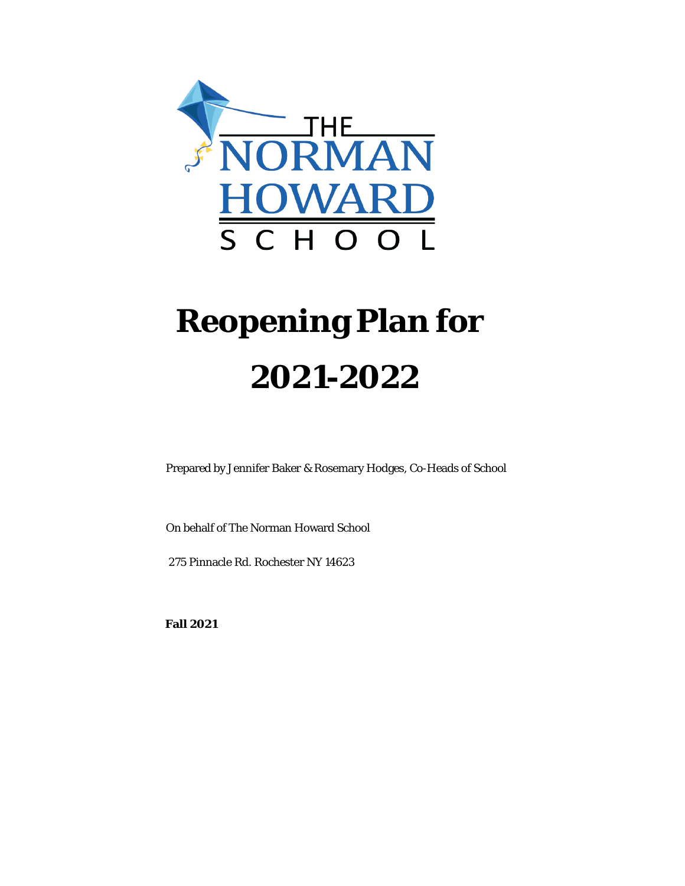THE NORMAN HOWARD SCHOOL

# Reopening Plan for 2021-2022

Prepared by Jennifer Baker & Rosemary Hodges, Co-Heads of School

On behalf of The Norman Howard School

275 Pinnacle Rd. Rochester NY 14623

**Fall 2021**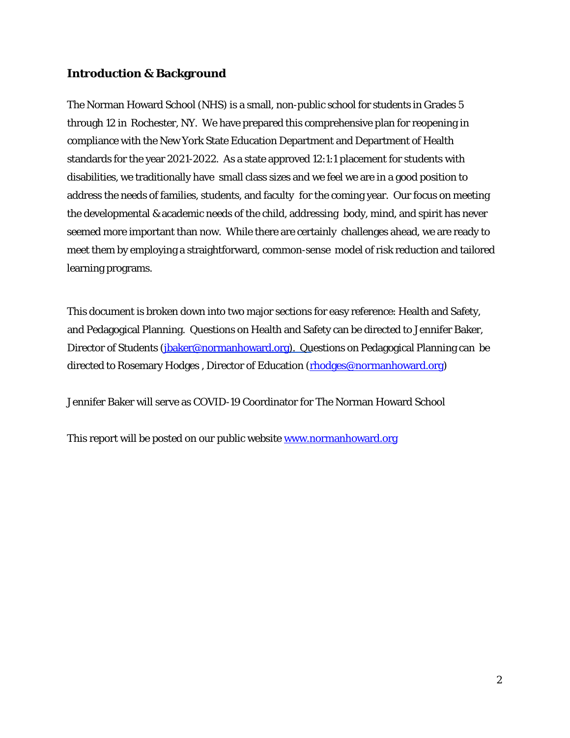## Introduction & Background

The Norman Howard School (NHS) is a small, non-public school for students in Grades 5 through 12 in Rochester, NY. We have prepared this comprehensive plan for reopening in compliance with the New York State Education Department and Department of Health standards for the year 2021-2022. As a state approved 12:1:1 placement for students with disabilities, we traditionally have small class sizes and we feel we are in a good position to address the needs of families, students, and faculty for the coming year. Our focus on meeting the developmental & academic needs of the child, addressing body, mind, and spirit has never seemed more important than now. While there are certainly challenges ahead, we are ready to meet them by employing a straightforward, common-sense model of risk reduction and tailored learning programs.

This document is broken down into two major sections for easy reference: Health and Safety, and Pedagogical Planning. Questions on Health and Safety can be directed to Jennifer Baker, Director of Students (jbaker@normanhoward.org). Questions on Pedagogical Planning can be directed to Rosemary Hodges , Director of Education (rhodges@normanhoward.org)

Jennifer Baker will serve as COVID-19 Coordinator for The Norman Howard School

This report will be posted on our public website www.normanhoward.org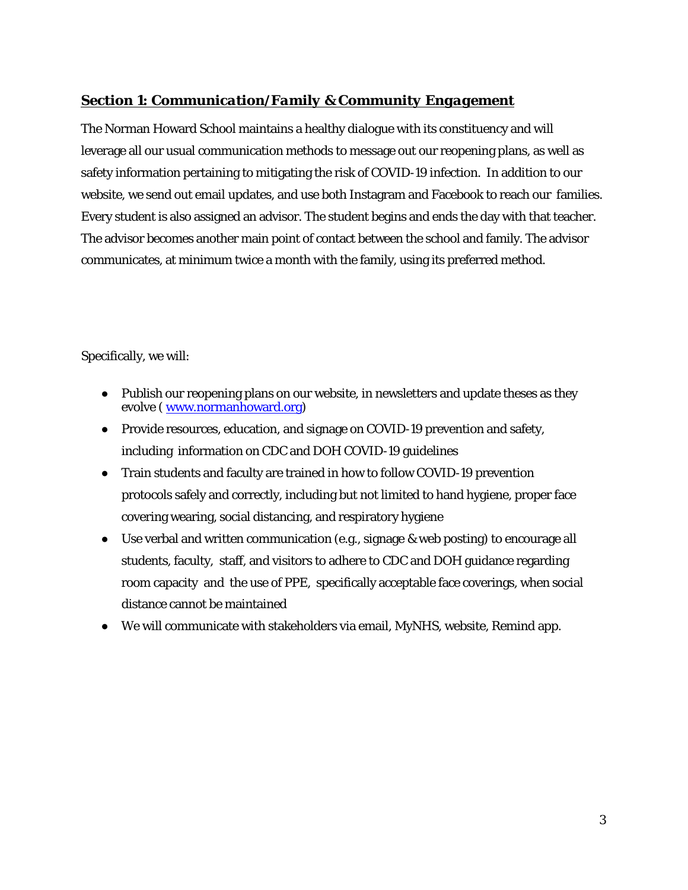## ***Section 1: Communication/Family & Community Engagement***

The Norman Howard School maintains a healthy dialogue with its constituency and will leverage all our usual communication methods to message out our reopening plans, as well as safety information pertaining to mitigating the risk of COVID-19 infection. In addition to our website, we send out email updates, and use both Instagram and Facebook to reach our families. Every student is also assigned an advisor. The student begins and ends the day with that teacher. The advisor becomes another main point of contact between the school and family. The advisor communicates, at minimum twice a month with the family, using its preferred method.

Specifically, we will:

- Publish our reopening plans on our website, in newsletters and update theses as they evolve ( [www.normanhoward.org](http://www.normanhoward.org))
- Provide resources, education, and signage on COVID-19 prevention and safety, including information on CDC and DOH COVID-19 guidelines
- Train students and faculty are trained in how to follow COVID-19 prevention protocols safely and correctly, including but not limited to hand hygiene, proper face covering wearing, social distancing, and respiratory hygiene
- Use verbal and written communication (e.g., signage & web posting) to encourage all students, faculty, staff, and visitors to adhere to CDC and DOH guidance regarding room capacity and the use of PPE, specifically acceptable face coverings, when social distance cannot be maintained
- We will communicate with stakeholders via email, MyNHS, website, Remind app.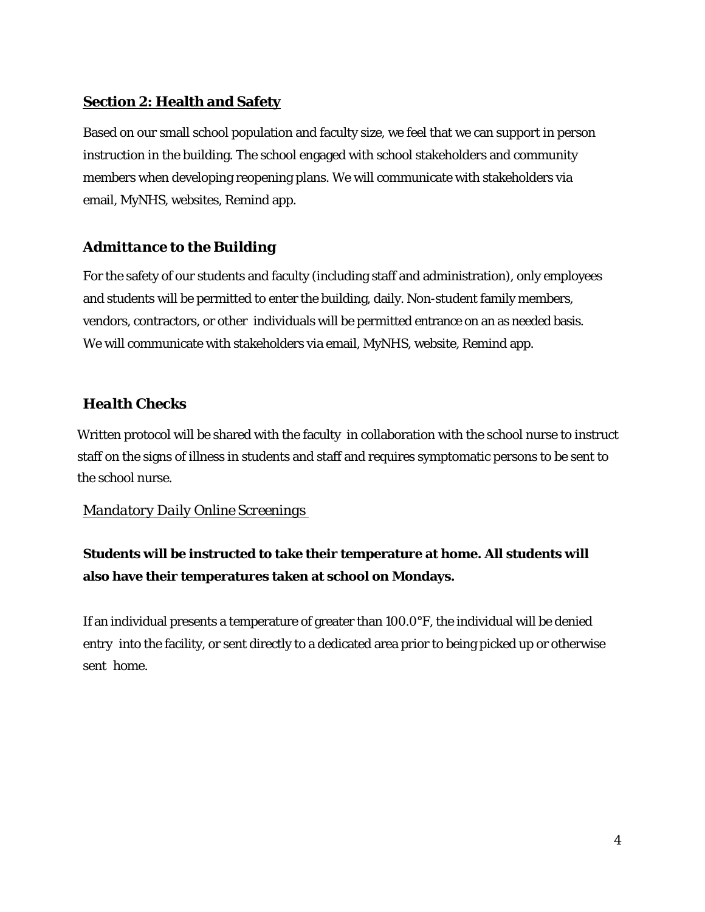## <u>**Section 2: Health and Safety**</u>

Based on our small school population and faculty size, we feel that we can support in person instruction in the building. The school engaged with school stakeholders and community members when developing reopening plans. We will communicate with stakeholders via email, MyNHS, websites, Remind app.

### ***Admittance to the Building***

For the safety of our students and faculty (including staff and administration), only employees and students will be permitted to enter the building, daily. Non-student family members, vendors, contractors, or other individuals will be permitted entrance on an as needed basis. We will communicate with stakeholders via email, MyNHS, website, Remind app.

### ***Health Checks***

Written protocol will be shared with the faculty in collaboration with the school nurse to instruct staff on the signs of illness in students and staff and requires symptomatic persons to be sent to the school nurse.

#### <u>*Mandatory Daily Online Screenings*</u>

**Students will be instructed to take their temperature at home. All students will also have their temperatures taken at school on Mondays.**

If an individual presents a temperature of greater than 100.0°F, the individual will be denied entry into the facility, or sent directly to a dedicated area prior to being picked up or otherwise sent home.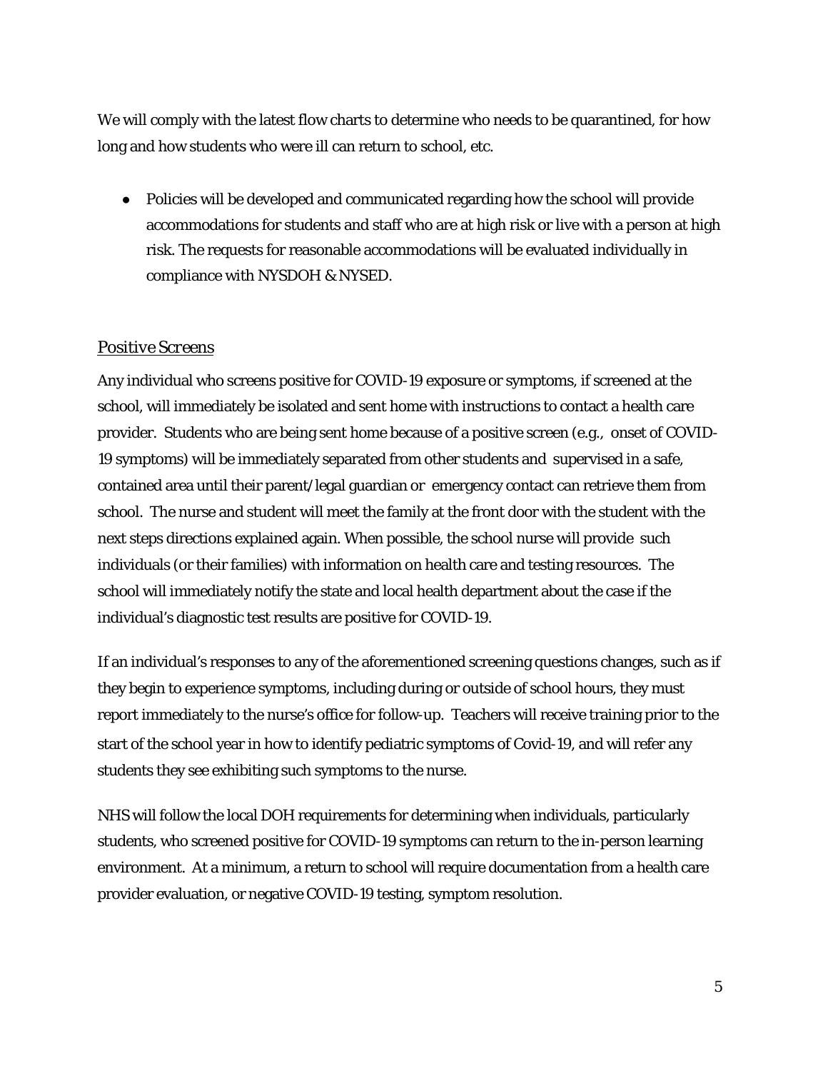We will comply with the latest flow charts to determine who needs to be quarantined, for how long and how students who were ill can return to school, etc.

- Policies will be developed and communicated regarding how the school will provide accommodations for students and staff who are at high risk or live with a person at high risk. The requests for reasonable accommodations will be evaluated individually in compliance with NYSDOH & NYSED.

### Positive Screens

Any individual who screens positive for COVID-19 exposure or symptoms, if screened at the school, will immediately be isolated and sent home with instructions to contact a health care provider. Students who are being sent home because of a positive screen (e.g., onset of COVID-19 symptoms) will be immediately separated from other students and supervised in a safe, contained area until their parent/legal guardian or emergency contact can retrieve them from school. The nurse and student will meet the family at the front door with the student with the next steps directions explained again. When possible, the school nurse will provide such individuals (or their families) with information on health care and testing resources. The school will immediately notify the state and local health department about the case if the individual's diagnostic test results are positive for COVID-19.

If an individual's responses to any of the aforementioned screening questions changes, such as if they begin to experience symptoms, including during or outside of school hours, they must report immediately to the nurse's office for follow-up. Teachers will receive training prior to the start of the school year in how to identify pediatric symptoms of Covid-19, and will refer any students they see exhibiting such symptoms to the nurse.

NHS will follow the local DOH requirements for determining when individuals, particularly students, who screened positive for COVID-19 symptoms can return to the in-person learning environment. At a minimum, a return to school will require documentation from a health care provider evaluation, or negative COVID-19 testing, symptom resolution.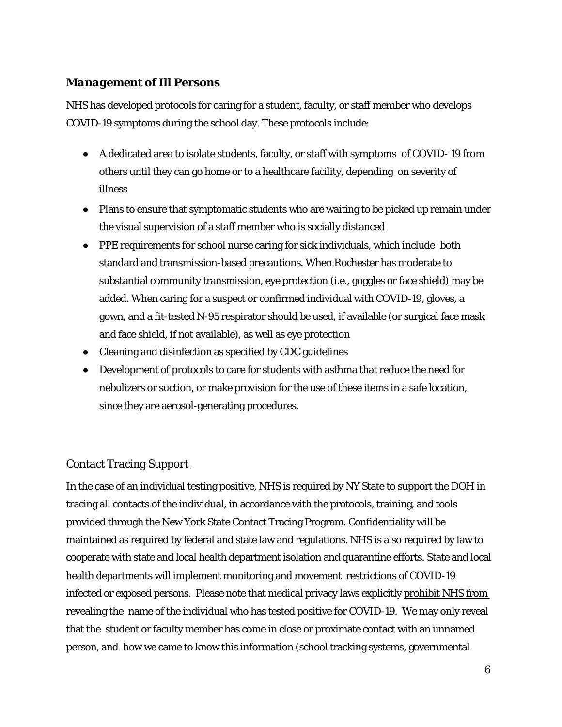### ***Management of Ill Persons***

NHS has developed protocols for caring for a student, faculty, or staff member who develops COVID-19 symptoms during the school day. These protocols include:

- A dedicated area to isolate students, faculty, or staff with symptoms of COVID- 19 from others until they can go home or to a healthcare facility, depending on severity of illness
- Plans to ensure that symptomatic students who are waiting to be picked up remain under the visual supervision of a staff member who is socially distanced
- PPE requirements for school nurse caring for sick individuals, which include both standard and transmission-based precautions. When Rochester has moderate to substantial community transmission, eye protection (i.e., goggles or face shield) may be added. When caring for a suspect or confirmed individual with COVID-19, gloves, a gown, and a fit-tested N-95 respirator should be used, if available (or surgical face mask and face shield, if not available), as well as eye protection
- Cleaning and disinfection as specified by CDC guidelines
- Development of protocols to care for students with asthma that reduce the need for nebulizers or suction, or make provision for the use of these items in a safe location, since they are aerosol-generating procedures.

### *Contact Tracing Support*

In the case of an individual testing positive, NHS is required by NY State to support the DOH in tracing all contacts of the individual, in accordance with the protocols, training, and tools provided through the New York State Contact Tracing Program. Confidentiality will be maintained as required by federal and state law and regulations. NHS is also required by law to cooperate with state and local health department isolation and quarantine efforts. State and local health departments will implement monitoring and movement restrictions of COVID-19 infected or exposed persons. Please note that medical privacy laws explicitly prohibit NHS from revealing the name of the individual who has tested positive for COVID-19. We may only reveal that the student or faculty member has come in close or proximate contact with an unnamed person, and how we came to know this information (school tracking systems, governmental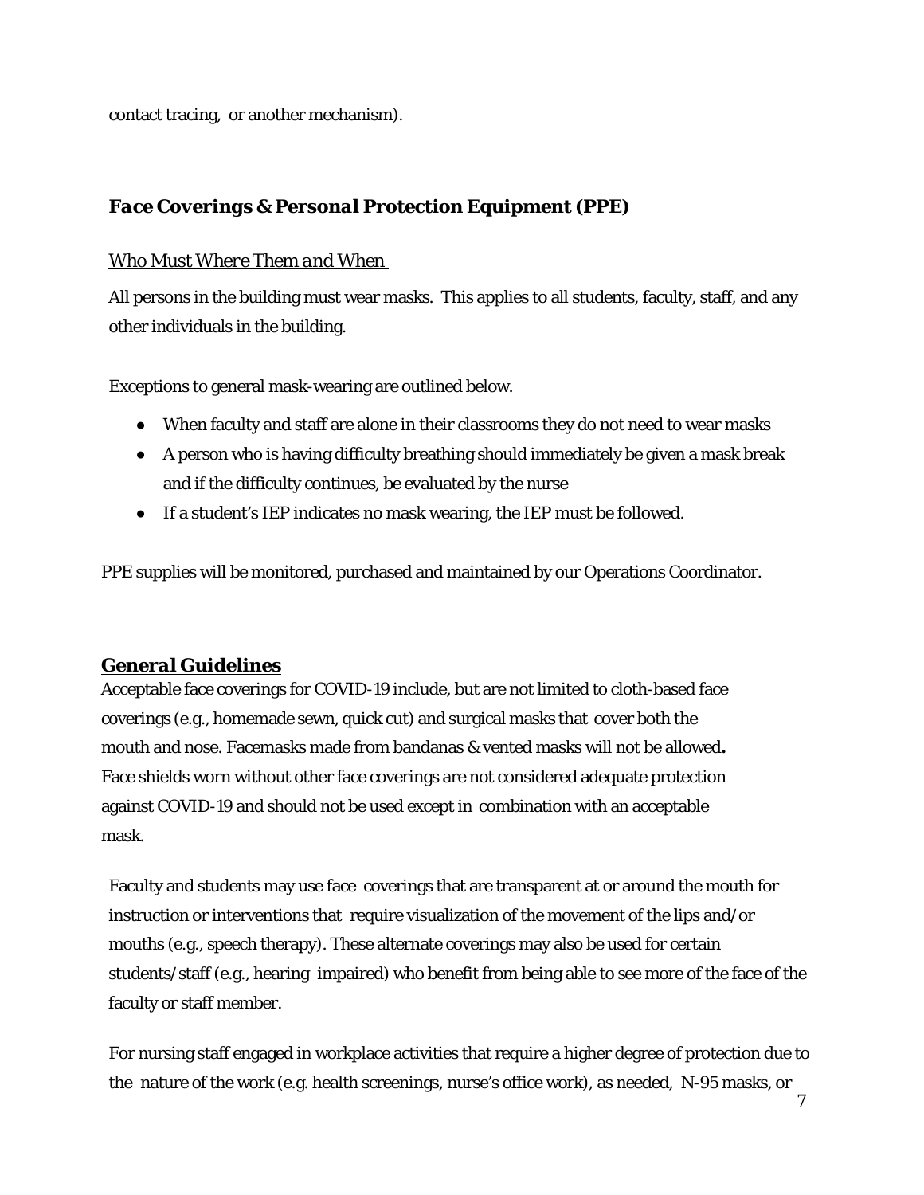contact tracing, or another mechanism).

## ***Face Coverings & Personal Protection Equipment (PPE)***

### *Who Must Where Them and When*

All persons in the building must wear masks. This applies to all students, faculty, staff, and any other individuals in the building.

Exceptions to general mask-wearing are outlined below.

- When faculty and staff are alone in their classrooms they do not need to wear masks
- A person who is having difficulty breathing should immediately be given a mask break and if the difficulty continues, be evaluated by the nurse
- If a student's IEP indicates no mask wearing, the IEP must be followed.

PPE supplies will be monitored, purchased and maintained by our Operations Coordinator.

### ***General Guidelines***

Acceptable face coverings for COVID-19 include, but are not limited to cloth-based face coverings (e.g., homemade sewn, quick cut) and surgical masks that cover both the mouth and nose. Facemasks made from bandanas & vented masks will not be allowed**.** Face shields worn without other face coverings are not considered adequate protection against COVID-19 and should not be used except in combination with an acceptable mask.

Faculty and students may use face coverings that are transparent at or around the mouth for instruction or interventions that require visualization of the movement of the lips and/or mouths (e.g., speech therapy). These alternate coverings may also be used for certain students/staff (e.g., hearing impaired) who benefit from being able to see more of the face of the faculty or staff member.

For nursing staff engaged in workplace activities that require a higher degree of protection due to the nature of the work (e.g. health screenings, nurse's office work), as needed, N-95 masks, or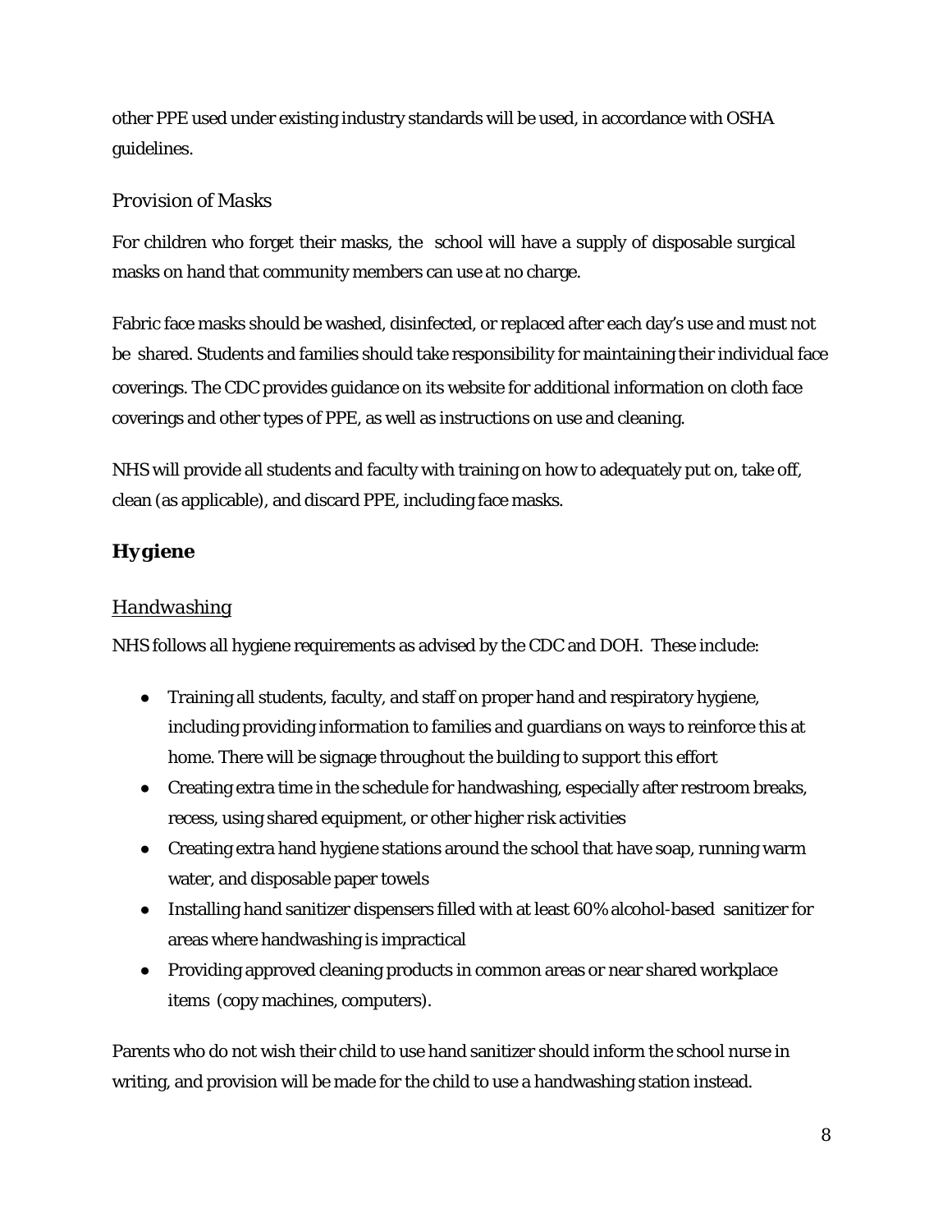other PPE used under existing industry standards will be used, in accordance with OSHA guidelines.

### *Provision of Masks*

For children who forget their masks, the school will have a supply of disposable surgical masks on hand that community members can use at no charge.

Fabric face masks should be washed, disinfected, or replaced after each day's use and must not be shared. Students and families should take responsibility for maintaining their individual face coverings. The CDC provides guidance on its website for additional information on cloth face coverings and other types of PPE, as well as instructions on use and cleaning.

NHS will provide all students and faculty with training on how to adequately put on, take off, clean (as applicable), and discard PPE, including face masks.

## **Hygiene**

### *Handwashing*

NHS follows all hygiene requirements as advised by the CDC and DOH. These include:

- Training all students, faculty, and staff on proper hand and respiratory hygiene, including providing information to families and guardians on ways to reinforce this at home. There will be signage throughout the building to support this effort
- Creating extra time in the schedule for handwashing, especially after restroom breaks, recess, using shared equipment, or other higher risk activities
- Creating extra hand hygiene stations around the school that have soap, running warm water, and disposable paper towels
- Installing hand sanitizer dispensers filled with at least 60% alcohol-based sanitizer for areas where handwashing is impractical
- Providing approved cleaning products in common areas or near shared workplace items (copy machines, computers).

Parents who do not wish their child to use hand sanitizer should inform the school nurse in writing, and provision will be made for the child to use a handwashing station instead.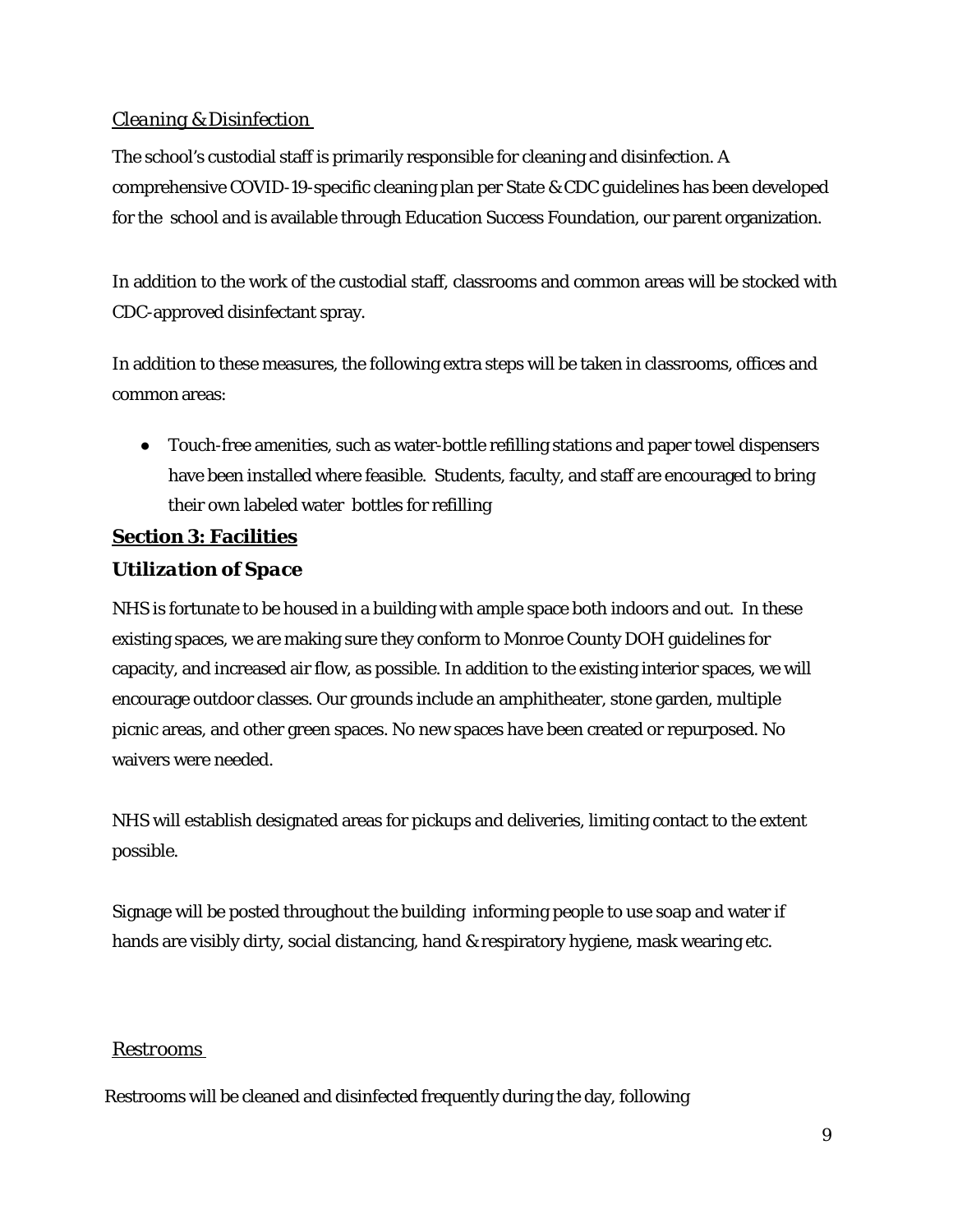*Cleaning & Disinfection*

The school's custodial staff is primarily responsible for cleaning and disinfection. A comprehensive COVID-19-specific cleaning plan per State & CDC guidelines has been developed for the school and is available through Education Success Foundation, our parent organization.

In addition to the work of the custodial staff, classrooms and common areas will be stocked with CDC-approved disinfectant spray.

In addition to these measures, the following extra steps will be taken in classrooms, offices and common areas:

- Touch-free amenities, such as water-bottle refilling stations and paper towel dispensers have been installed where feasible. Students, faculty, and staff are encouraged to bring their own labeled water bottles for refilling

## Section 3: Facilities

### *Utilization of Space*

NHS is fortunate to be housed in a building with ample space both indoors and out. In these existing spaces, we are making sure they conform to Monroe County DOH guidelines for capacity, and increased air flow, as possible. In addition to the existing interior spaces, we will encourage outdoor classes. Our grounds include an amphitheater, stone garden, multiple picnic areas, and other green spaces. No new spaces have been created or repurposed. No waivers were needed.

NHS will establish designated areas for pickups and deliveries, limiting contact to the extent possible.

Signage will be posted throughout the building informing people to use soap and water if hands are visibly dirty, social distancing, hand & respiratory hygiene, mask wearing etc.

*Restrooms*

Restrooms will be cleaned and disinfected frequently during the day, following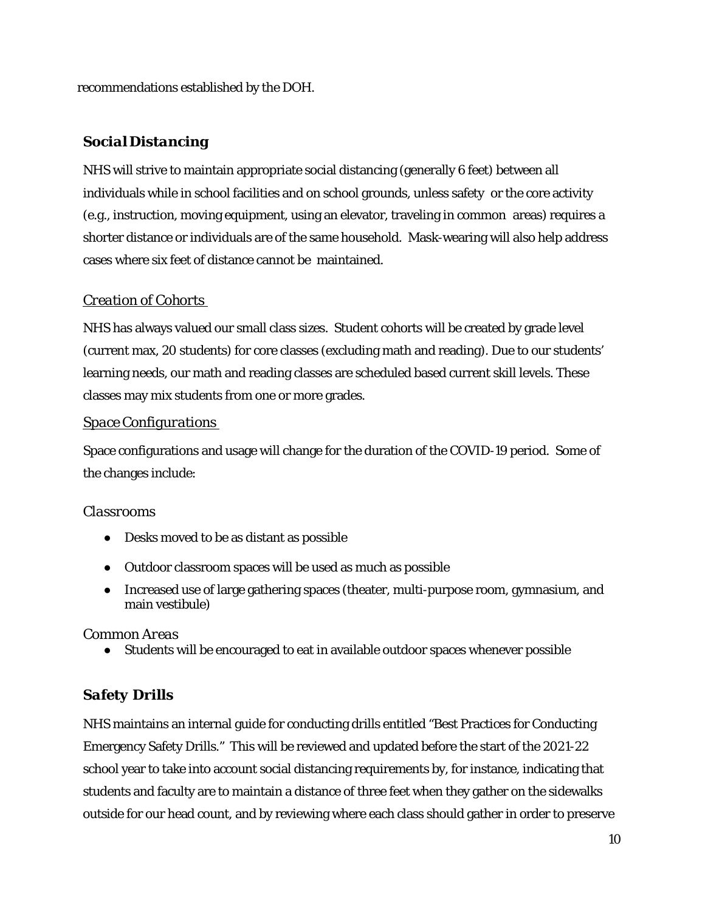recommendations established by the DOH.

## *Social Distancing*

NHS will strive to maintain appropriate social distancing (generally 6 feet) between all individuals while in school facilities and on school grounds, unless safety or the core activity (e.g., instruction, moving equipment, using an elevator, traveling in common areas) requires a shorter distance or individuals are of the same household. Mask-wearing will also help address cases where six feet of distance cannot be maintained.

### *Creation of Cohorts*

NHS has always valued our small class sizes. Student cohorts will be created by grade level (current max, 20 students) for core classes (excluding math and reading). Due to our students' learning needs, our math and reading classes are scheduled based current skill levels. These classes may mix students from one or more grades.

### *Space Configurations*

Space configurations and usage will change for the duration of the COVID-19 period. Some of the changes include:

#### *Classrooms*

- Desks moved to be as distant as possible
- Outdoor classroom spaces will be used as much as possible
- Increased use of large gathering spaces (theater, multi-purpose room, gymnasium, and main vestibule)

#### *Common Areas*

- Students will be encouraged to eat in available outdoor spaces whenever possible

## *Safety Drills*

NHS maintains an internal guide for conducting drills entitled "Best Practices for Conducting Emergency Safety Drills." This will be reviewed and updated before the start of the 2021-22 school year to take into account social distancing requirements by, for instance, indicating that students and faculty are to maintain a distance of three feet when they gather on the sidewalks outside for our head count, and by reviewing where each class should gather in order to preserve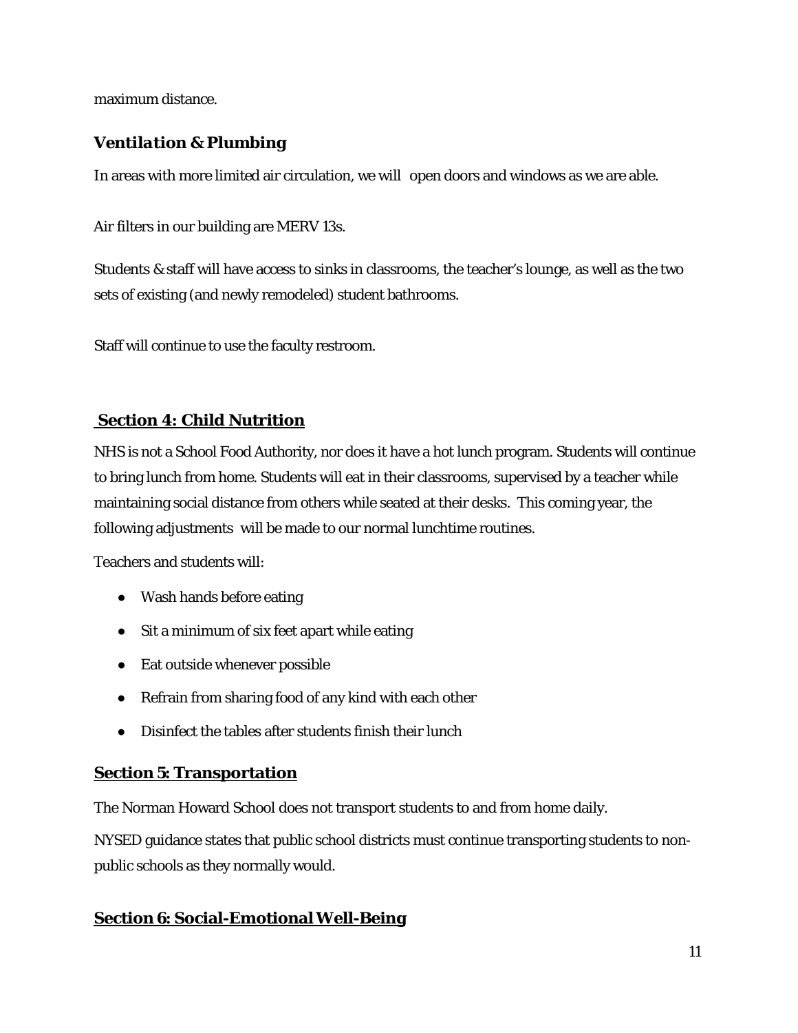maximum distance.

### *Ventilation & Plumbing*

In areas with more limited air circulation, we will open doors and windows as we are able.

Air filters in our building are MERV 13s.

Students & staff will have access to sinks in classrooms, the teacher's lounge, as well as the two sets of existing (and newly remodeled) student bathrooms.

Staff will continue to use the faculty restroom.

## Section 4: Child Nutrition

NHS is not a School Food Authority, nor does it have a hot lunch program. Students will continue to bring lunch from home. Students will eat in their classrooms, supervised by a teacher while maintaining social distance from others while seated at their desks. This coming year, the following adjustments will be made to our normal lunchtime routines.

Teachers and students will:

- Wash hands before eating
- Sit a minimum of six feet apart while eating
- Eat outside whenever possible
- Refrain from sharing food of any kind with each other
- Disinfect the tables after students finish their lunch

## Section 5: Transportation

The Norman Howard School does not transport students to and from home daily.

NYSED guidance states that public school districts must continue transporting students to non-public schools as they normally would.

## Section 6: Social-Emotional Well-Being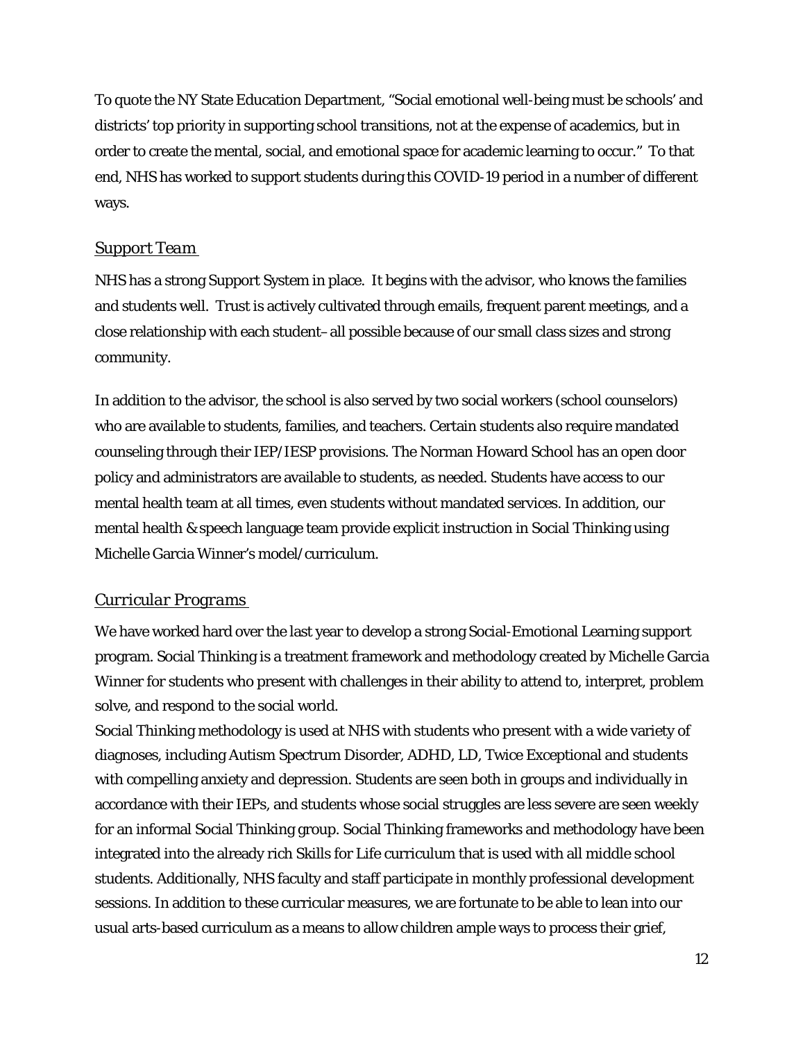To quote the NY State Education Department, "Social emotional well-being must be schools' and districts' top priority in supporting school transitions, not at the expense of academics, but in order to create the mental, social, and emotional space for academic learning to occur." To that end, NHS has worked to support students during this COVID-19 period in a number of different ways.

## *Support Team*

NHS has a strong Support System in place. It begins with the advisor, who knows the families and students well. Trust is actively cultivated through emails, frequent parent meetings, and a close relationship with each student– all possible because of our small class sizes and strong community.

In addition to the advisor, the school is also served by two social workers (school counselors) who are available to students, families, and teachers. Certain students also require mandated counseling through their IEP/IESP provisions. The Norman Howard School has an open door policy and administrators are available to students, as needed. Students have access to our mental health team at all times, even students without mandated services. In addition, our mental health & speech language team provide explicit instruction in Social Thinking using Michelle Garcia Winner's model/curriculum.

## *Curricular Programs*

We have worked hard over the last year to develop a strong Social-Emotional Learning support program. Social Thinking is a treatment framework and methodology created by Michelle Garcia Winner for students who present with challenges in their ability to attend to, interpret, problem solve, and respond to the social world.
Social Thinking methodology is used at NHS with students who present with a wide variety of diagnoses, including Autism Spectrum Disorder, ADHD, LD, Twice Exceptional and students with compelling anxiety and depression. Students are seen both in groups and individually in accordance with their IEPs, and students whose social struggles are less severe are seen weekly for an informal Social Thinking group. Social Thinking frameworks and methodology have been integrated into the already rich Skills for Life curriculum that is used with all middle school students. Additionally, NHS faculty and staff participate in monthly professional development sessions. In addition to these curricular measures, we are fortunate to be able to lean into our usual arts-based curriculum as a means to allow children ample ways to process their grief,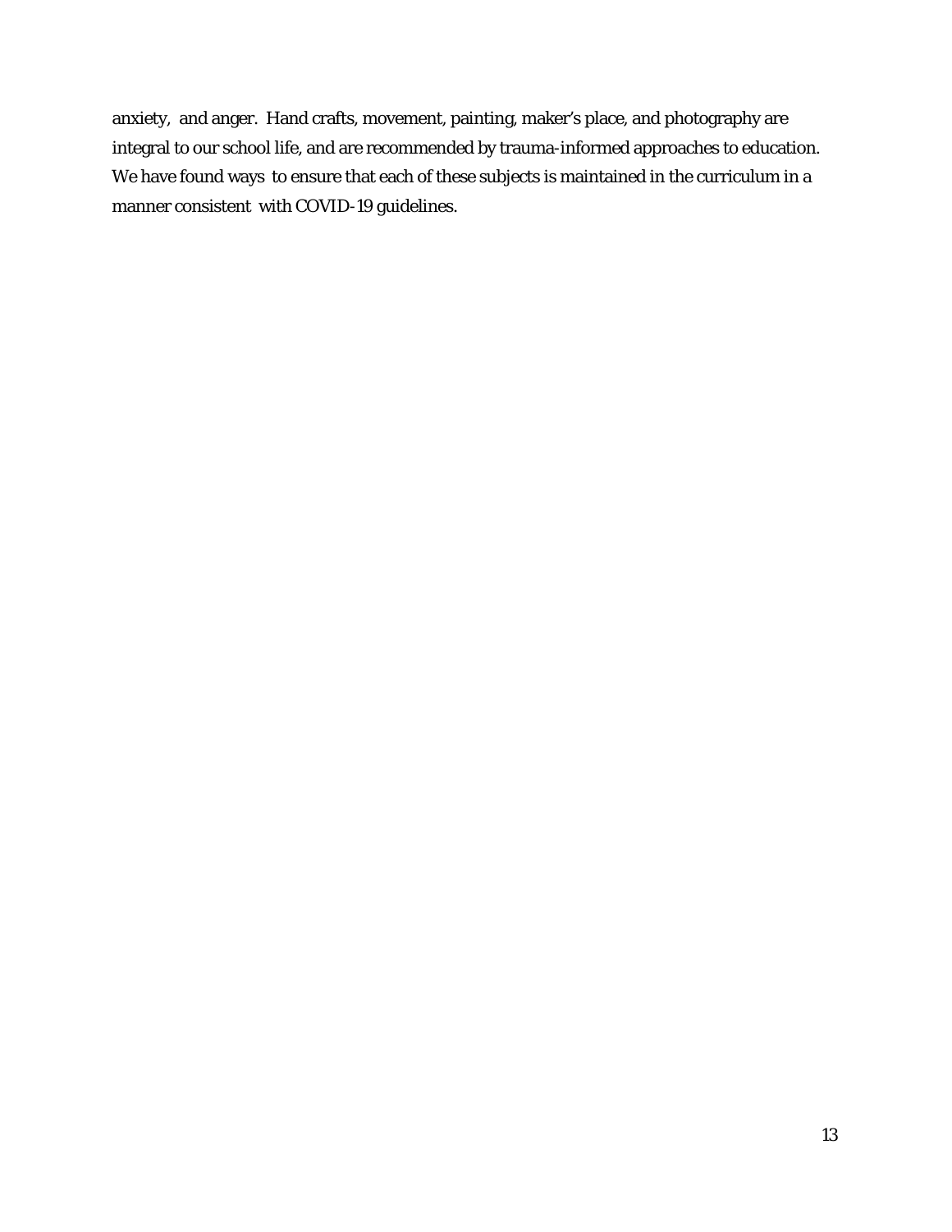anxiety, and anger. Hand crafts, movement, painting, maker's place, and photography are integral to our school life, and are recommended by trauma-informed approaches to education. We have found ways to ensure that each of these subjects is maintained in the curriculum in a manner consistent with COVID-19 guidelines.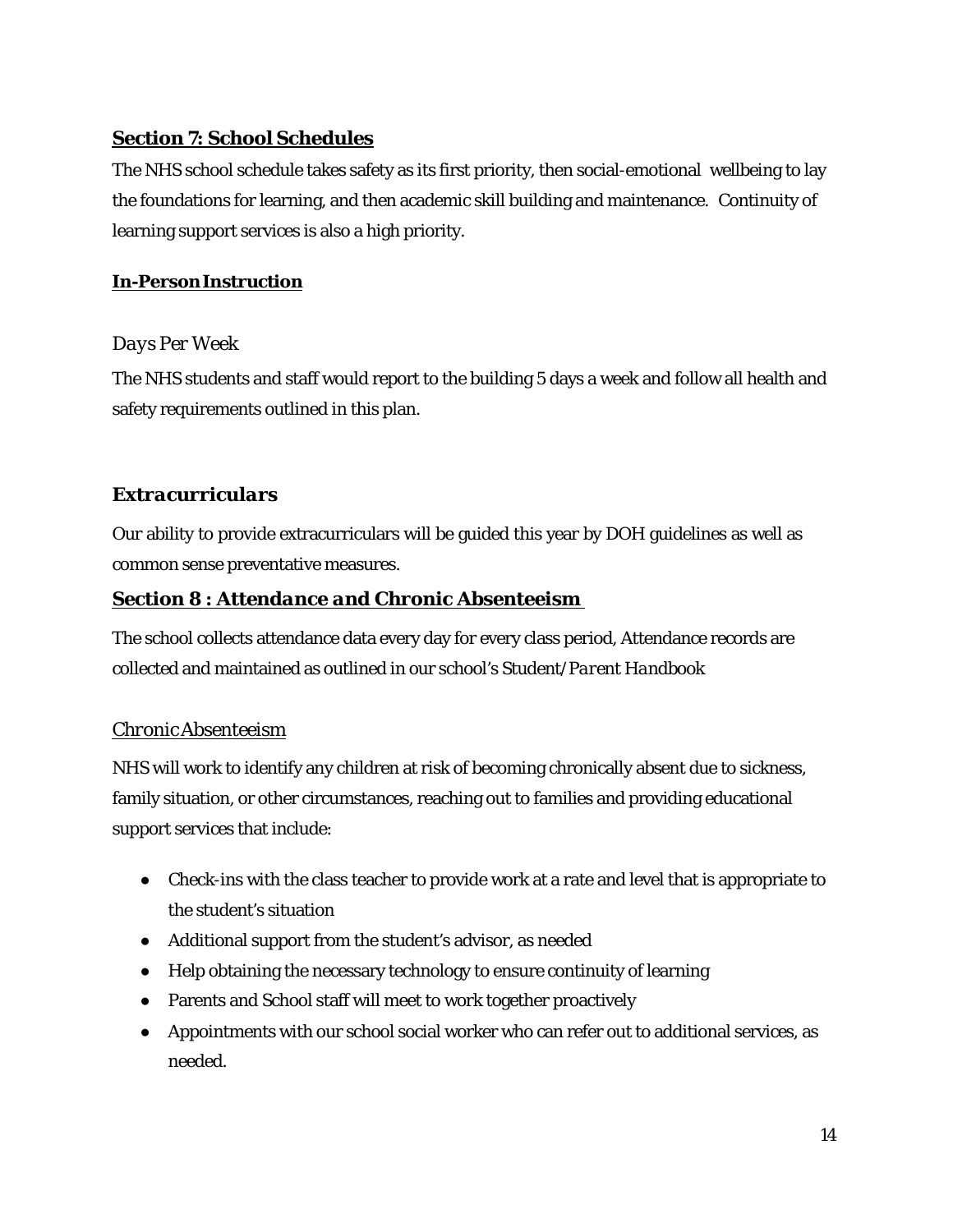## **Section 7: School Schedules**

The NHS school schedule takes safety as its first priority, then social-emotional wellbeing to lay the foundations for learning, and then academic skill building and maintenance. Continuity of learning support services is also a high priority.

### **In-Person Instruction**

#### *Days Per Week*

The NHS students and staff would report to the building 5 days a week and follow all health and safety requirements outlined in this plan.

### ***Extracurriculars***

Our ability to provide extracurriculars will be guided this year by DOH guidelines as well as common sense preventative measures.

## **Section 8 : *Attendance and Chronic Absenteeism***

The school collects attendance data every day for every class period, Attendance records are collected and maintained as outlined in our school's Student/*Parent Handbook*

#### *Chronic Absenteeism*

NHS will work to identify any children at risk of becoming chronically absent due to sickness, family situation, or other circumstances, reaching out to families and providing educational support services that include:

- Check-ins with the class teacher to provide work at a rate and level that is appropriate to the student's situation
- Additional support from the student's advisor, as needed
- Help obtaining the necessary technology to ensure continuity of learning
- Parents and School staff will meet to work together proactively
- Appointments with our school social worker who can refer out to additional services, as needed.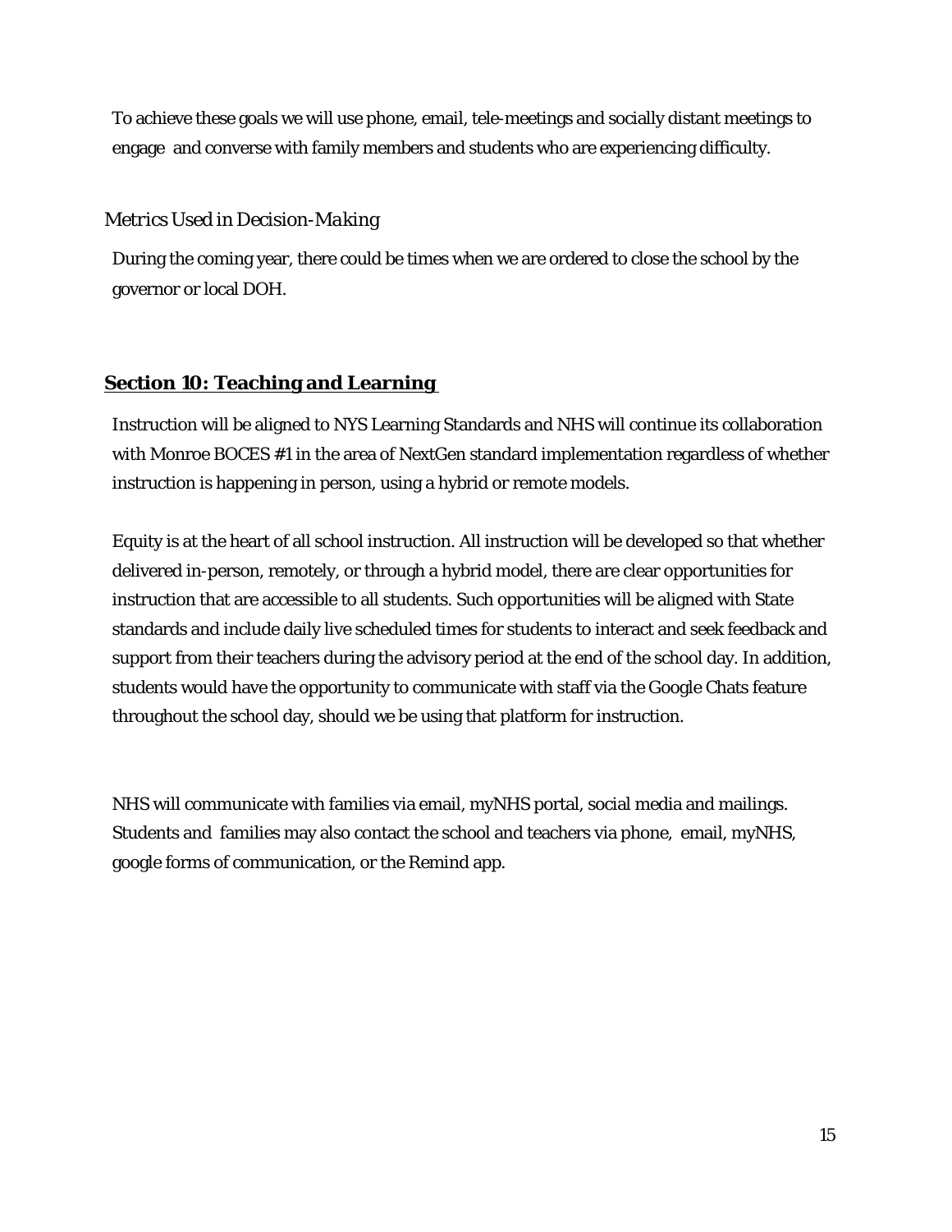To achieve these goals we will use phone, email, tele-meetings and socially distant meetings to engage and converse with family members and students who are experiencing difficulty.

### *Metrics Used in Decision-Making*

During the coming year, there could be times when we are ordered to close the school by the governor or local DOH.

## Section 10: Teaching and Learning

Instruction will be aligned to NYS Learning Standards and NHS will continue its collaboration with Monroe BOCES #1 in the area of NextGen standard implementation regardless of whether instruction is happening in person, using a hybrid or remote models.

Equity is at the heart of all school instruction. All instruction will be developed so that whether delivered in-person, remotely, or through a hybrid model, there are clear opportunities for instruction that are accessible to all students. Such opportunities will be aligned with State standards and include daily live scheduled times for students to interact and seek feedback and support from their teachers during the advisory period at the end of the school day. In addition, students would have the opportunity to communicate with staff via the Google Chats feature throughout the school day, should we be using that platform for instruction.

NHS will communicate with families via email, myNHS portal, social media and mailings. Students and families may also contact the school and teachers via phone, email, myNHS, google forms of communication, or the Remind app.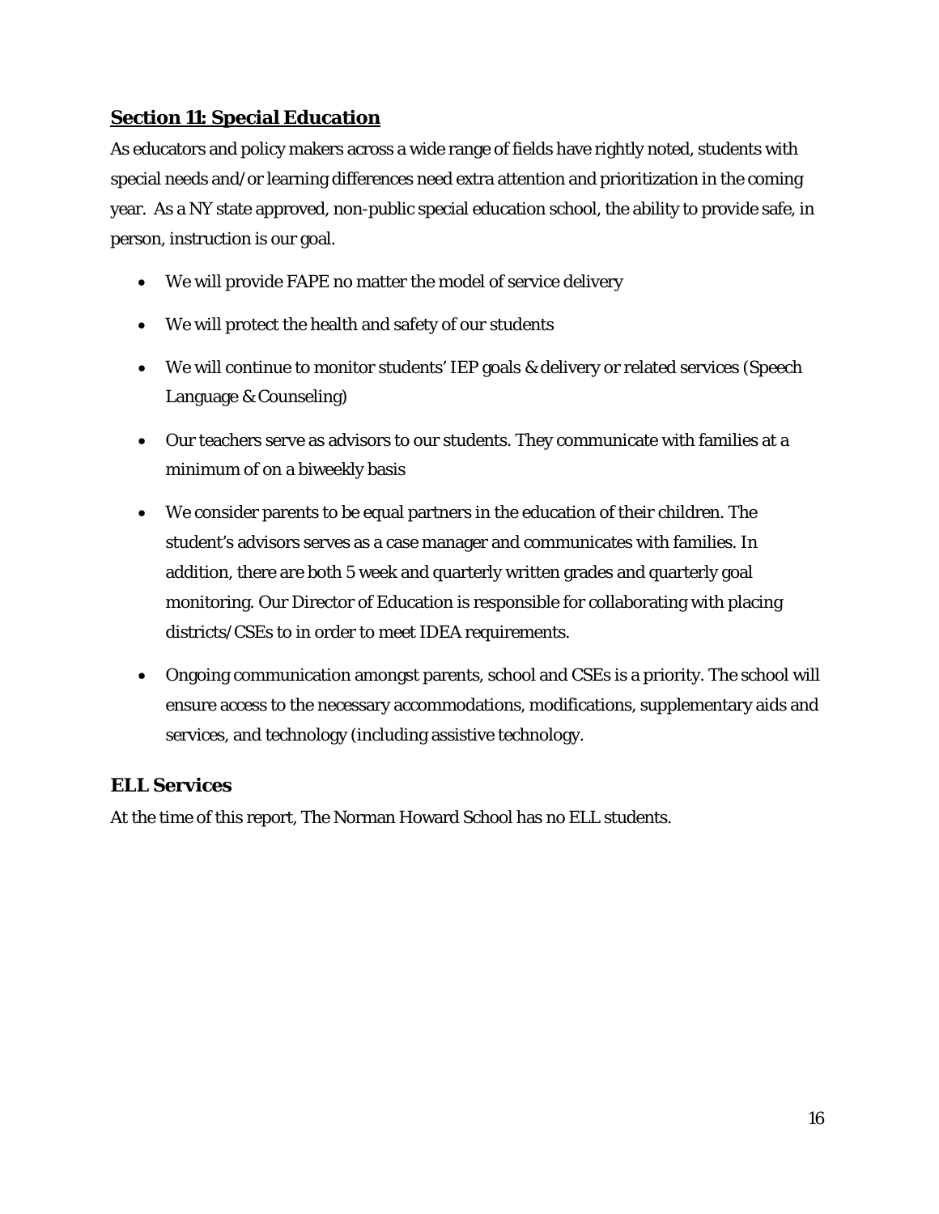## Section 11: Special Education

As educators and policy makers across a wide range of fields have rightly noted, students with special needs and/or learning differences need extra attention and prioritization in the coming year. As a NY state approved, non-public special education school, the ability to provide safe, in person, instruction is our goal.

- We will provide FAPE no matter the model of service delivery
- We will protect the health and safety of our students
- We will continue to monitor students' IEP goals & delivery or related services (Speech Language & Counseling)
- Our teachers serve as advisors to our students. They communicate with families at a minimum of on a biweekly basis
- We consider parents to be equal partners in the education of their children. The student's advisors serves as a case manager and communicates with families. In addition, there are both 5 week and quarterly written grades and quarterly goal monitoring. Our Director of Education is responsible for collaborating with placing districts/CSEs to in order to meet IDEA requirements.
- Ongoing communication amongst parents, school and CSEs is a priority. The school will ensure access to the necessary accommodations, modifications, supplementary aids and services, and technology (including assistive technology.

## ELL Services

At the time of this report, The Norman Howard School has no ELL students.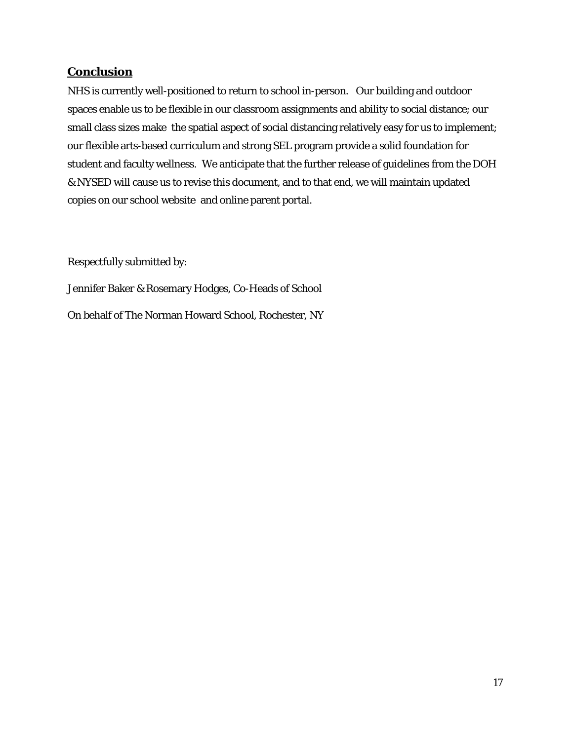## Conclusion

NHS is currently well-positioned to return to school in-person. Our building and outdoor spaces enable us to be flexible in our classroom assignments and ability to social distance; our small class sizes make the spatial aspect of social distancing relatively easy for us to implement; our flexible arts-based curriculum and strong SEL program provide a solid foundation for student and faculty wellness. We anticipate that the further release of guidelines from the DOH & NYSED will cause us to revise this document, and to that end, we will maintain updated copies on our school website and online parent portal.

Respectfully submitted by:

Jennifer Baker & Rosemary Hodges, Co-Heads of School

On behalf of The Norman Howard School, Rochester, NY